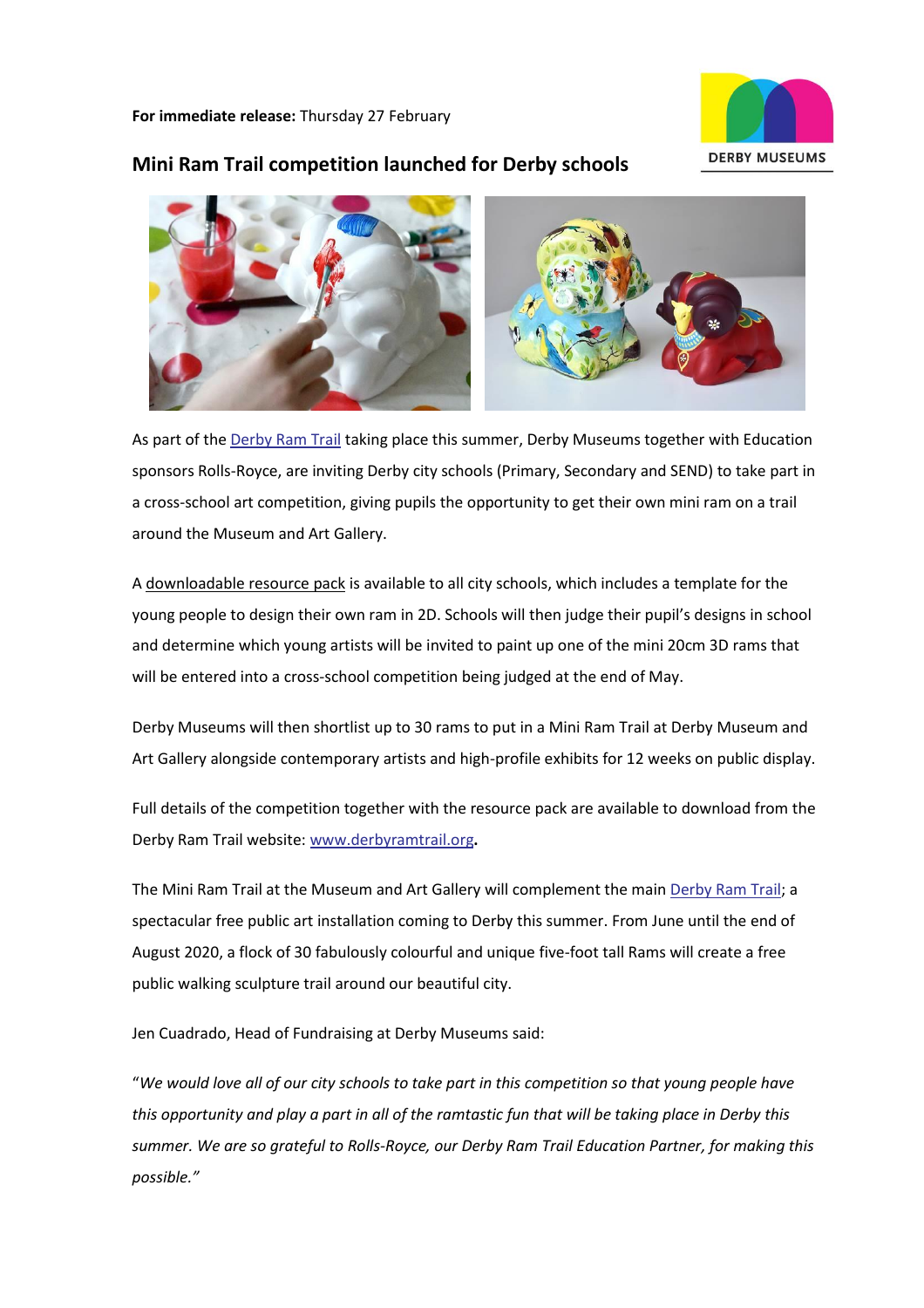**For immediate release:** Thursday 27 February

DERBY MUSEUMS

## Mini Ram Trail competition launched for Derby schools

As part of the Derby Ram Trail taking place this summer, Derby Museums together with Education sponsors Rolls-Royce, are inviting Derby city schools (Primary, Secondary and SEND) to take part in a cross-school art competition, giving pupils the opportunity to get their own mini ram on a trail around the Museum and Art Gallery.

A downloadable resource pack is available to all city schools, which includes a template for the young people to design their own ram in 2D. Schools will then judge their pupil's designs in school and determine which young artists will be invited to paint up one of the mini 20cm 3D rams that will be entered into a cross-school competition being judged at the end of May.

Derby Museums will then shortlist up to 30 rams to put in a Mini Ram Trail at Derby Museum and Art Gallery alongside contemporary artists and high-profile exhibits for 12 weeks on public display.

Full details of the competition together with the resource pack are available to download from the Derby Ram Trail website: www.derbyramtrail.org**.**

The Mini Ram Trail at the Museum and Art Gallery will complement the main Derby Ram Trail; a spectacular free public art installation coming to Derby this summer. From June until the end of August 2020, a flock of 30 fabulously colourful and unique five-foot tall Rams will create a free public walking sculpture trail around our beautiful city.

Jen Cuadrado, Head of Fundraising at Derby Museums said:

"*We would love all of our city schools to take part in this competition so that young people have this opportunity and play a part in all of the ramtastic fun that will be taking place in Derby this summer. We are so grateful to Rolls-Royce, our Derby Ram Trail Education Partner, for making this possible."*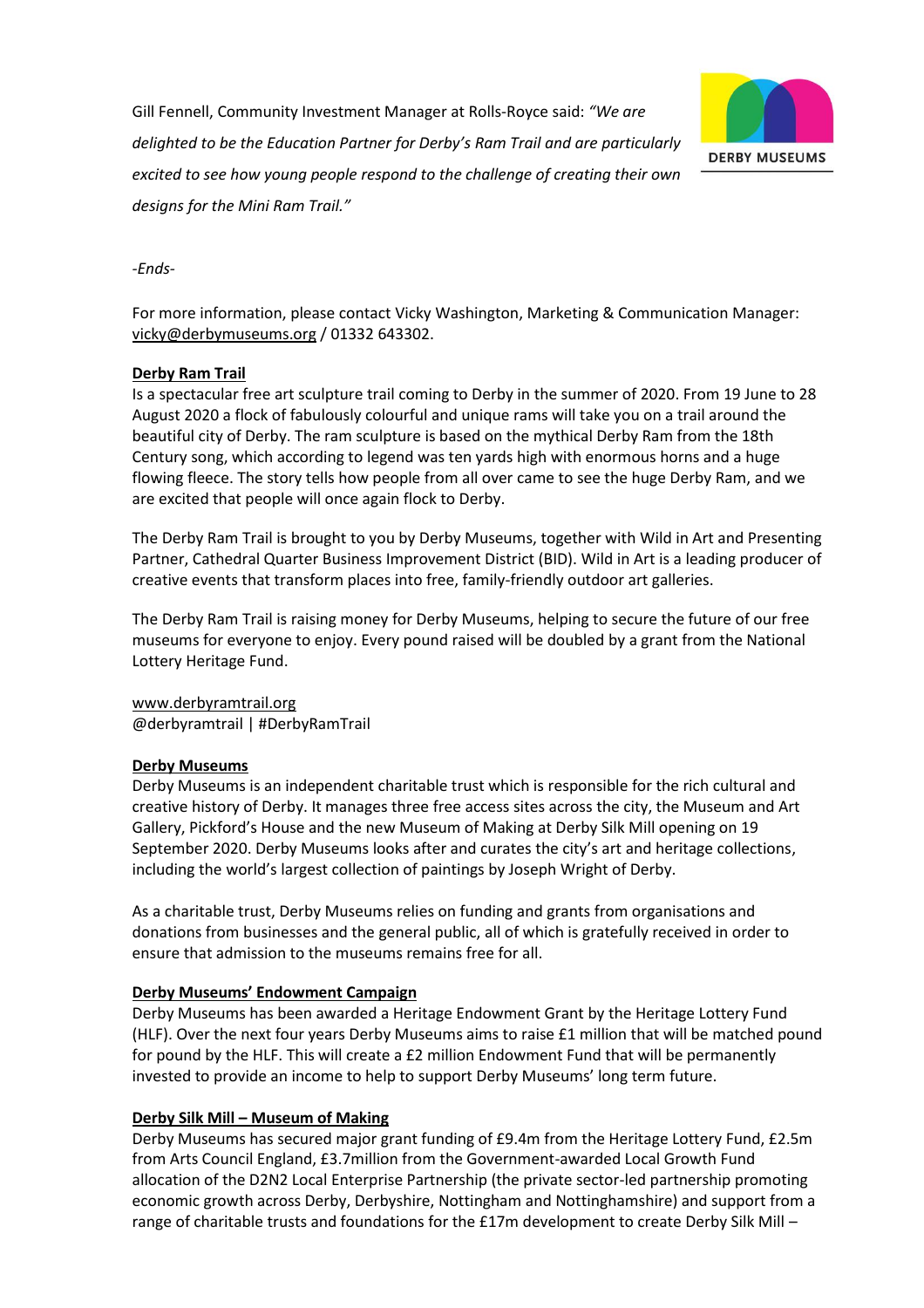Gill Fennell, Community Investment Manager at Rolls-Royce said: *"We are delighted to be the Education Partner for Derby's Ram Trail and are particularly excited to see how young people respond to the challenge of creating their own designs for the Mini Ram Trail."*

*-Ends-*

For more information, please contact Vicky Washington, Marketing & Communication Manager: vicky@derbymuseums.org / 01332 643302.

**Derby Ram Trail**

Is a spectacular free art sculpture trail coming to Derby in the summer of 2020. From 19 June to 28 August 2020 a flock of fabulously colourful and unique rams will take you on a trail around the beautiful city of Derby. The ram sculpture is based on the mythical Derby Ram from the 18th Century song, which according to legend was ten yards high with enormous horns and a huge flowing fleece. The story tells how people from all over came to see the huge Derby Ram, and we are excited that people will once again flock to Derby.

The Derby Ram Trail is brought to you by Derby Museums, together with Wild in Art and Presenting Partner, Cathedral Quarter Business Improvement District (BID). Wild in Art is a leading producer of creative events that transform places into free, family-friendly outdoor art galleries.

The Derby Ram Trail is raising money for Derby Museums, helping to secure the future of our free museums for everyone to enjoy. Every pound raised will be doubled by a grant from the National Lottery Heritage Fund.

www.derbyramtrail.org
@derbyramtrail | #DerbyRamTrail

**Derby Museums**

Derby Museums is an independent charitable trust which is responsible for the rich cultural and creative history of Derby. It manages three free access sites across the city, the Museum and Art Gallery, Pickford's House and the new Museum of Making at Derby Silk Mill opening on 19 September 2020. Derby Museums looks after and curates the city's art and heritage collections, including the world's largest collection of paintings by Joseph Wright of Derby.

As a charitable trust, Derby Museums relies on funding and grants from organisations and donations from businesses and the general public, all of which is gratefully received in order to ensure that admission to the museums remains free for all.

**Derby Museums' Endowment Campaign**

Derby Museums has been awarded a Heritage Endowment Grant by the Heritage Lottery Fund (HLF). Over the next four years Derby Museums aims to raise £1 million that will be matched pound for pound by the HLF. This will create a £2 million Endowment Fund that will be permanently invested to provide an income to help to support Derby Museums' long term future.

**Derby Silk Mill – Museum of Making**

Derby Museums has secured major grant funding of £9.4m from the Heritage Lottery Fund, £2.5m from Arts Council England, £3.7million from the Government-awarded Local Growth Fund allocation of the D2N2 Local Enterprise Partnership (the private sector-led partnership promoting economic growth across Derby, Derbyshire, Nottingham and Nottinghamshire) and support from a range of charitable trusts and foundations for the £17m development to create Derby Silk Mill –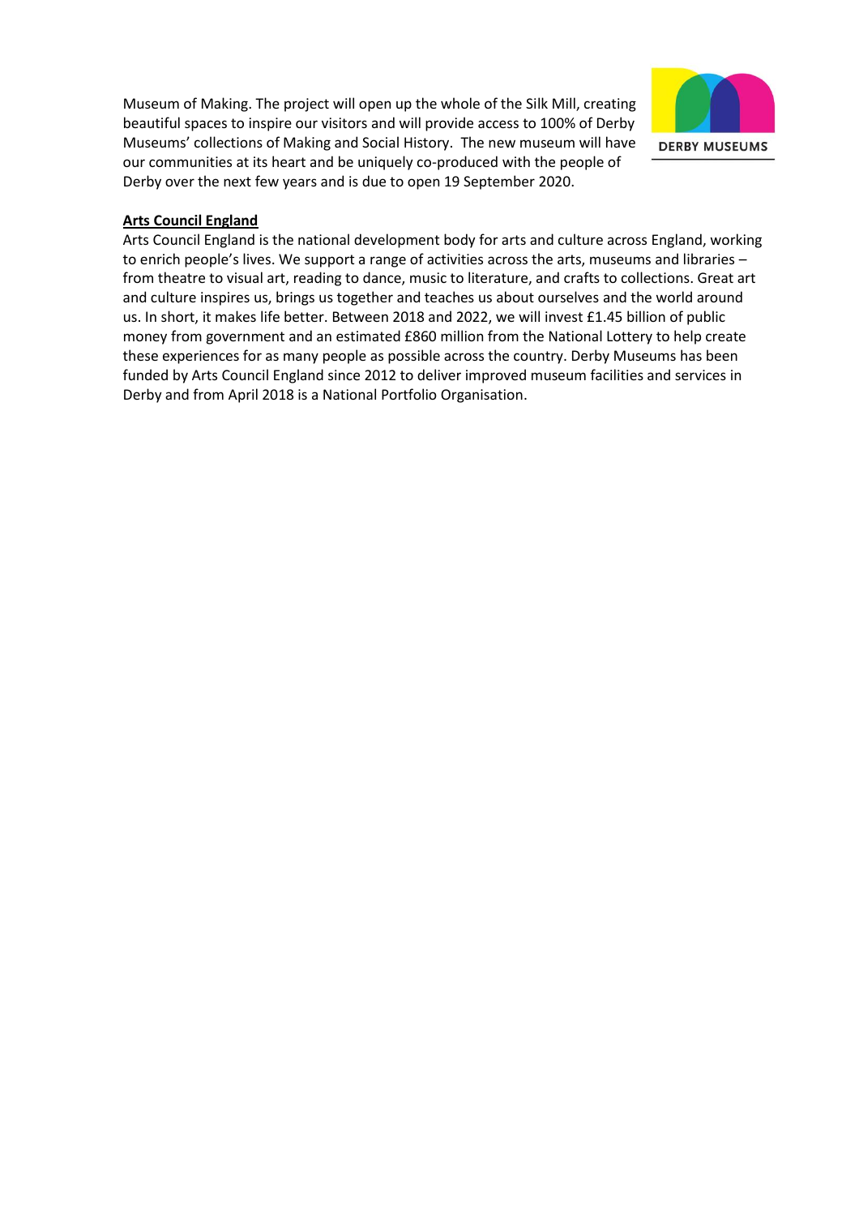Museum of Making. The project will open up the whole of the Silk Mill, creating beautiful spaces to inspire our visitors and will provide access to 100% of Derby Museums' collections of Making and Social History. The new museum will have our communities at its heart and be uniquely co-produced with the people of Derby over the next few years and is due to open 19 September 2020.

DERBY MUSEUMS

**Arts Council England**

Arts Council England is the national development body for arts and culture across England, working to enrich people's lives. We support a range of activities across the arts, museums and libraries – from theatre to visual art, reading to dance, music to literature, and crafts to collections. Great art and culture inspires us, brings us together and teaches us about ourselves and the world around us. In short, it makes life better. Between 2018 and 2022, we will invest £1.45 billion of public money from government and an estimated £860 million from the National Lottery to help create these experiences for as many people as possible across the country. Derby Museums has been funded by Arts Council England since 2012 to deliver improved museum facilities and services in Derby and from April 2018 is a National Portfolio Organisation.